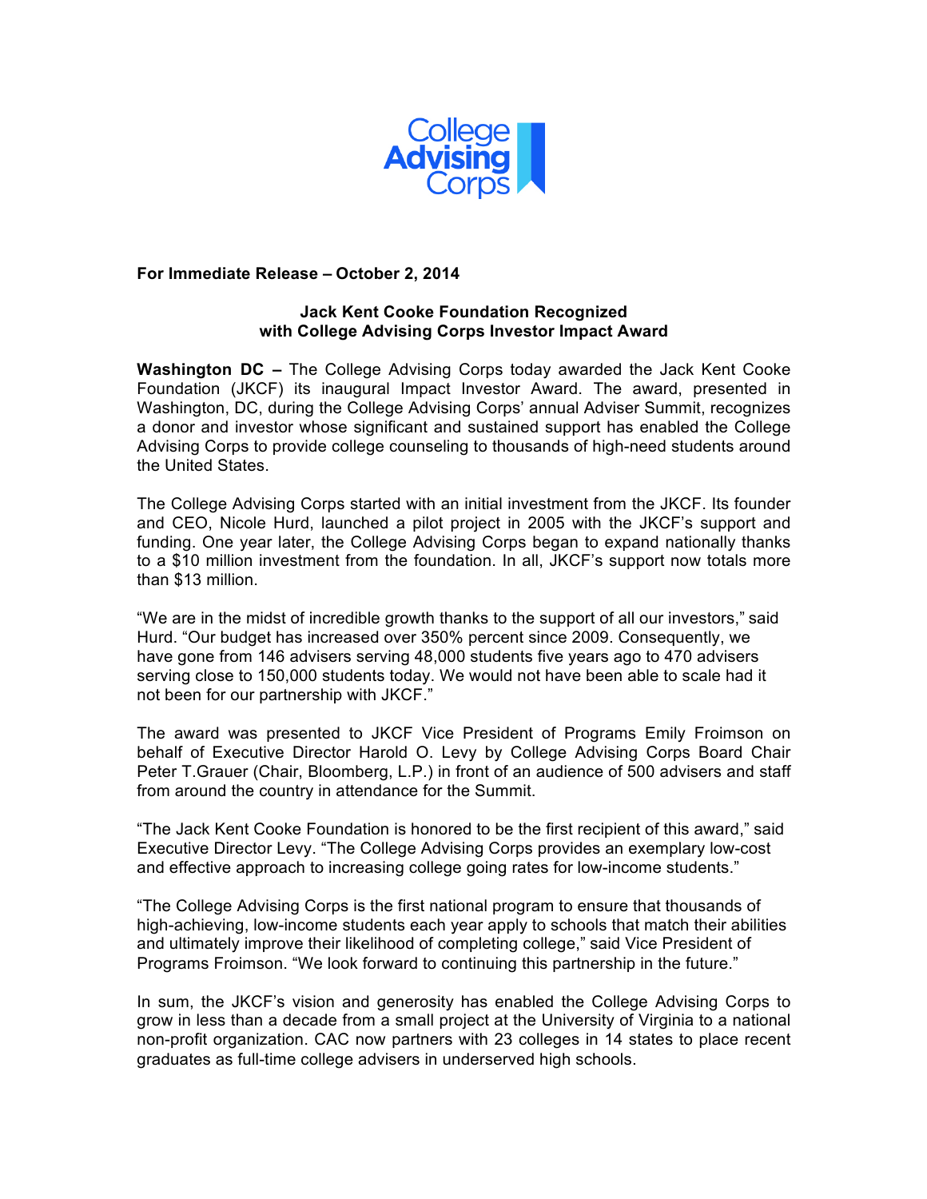College Advising Corps

**For Immediate Release – October 2, 2014**

**Jack Kent Cooke Foundation Recognized with College Advising Corps Investor Impact Award**

**Washington DC –** The College Advising Corps today awarded the Jack Kent Cooke Foundation (JKCF) its inaugural Impact Investor Award. The award, presented in Washington, DC, during the College Advising Corps' annual Adviser Summit, recognizes a donor and investor whose significant and sustained support has enabled the College Advising Corps to provide college counseling to thousands of high-need students around the United States.

The College Advising Corps started with an initial investment from the JKCF. Its founder and CEO, Nicole Hurd, launched a pilot project in 2005 with the JKCF's support and funding. One year later, the College Advising Corps began to expand nationally thanks to a $10 million investment from the foundation. In all, JKCF's support now totals more than $13 million.

"We are in the midst of incredible growth thanks to the support of all our investors," said Hurd. "Our budget has increased over 350% percent since 2009. Consequently, we have gone from 146 advisers serving 48,000 students five years ago to 470 advisers serving close to 150,000 students today. We would not have been able to scale had it not been for our partnership with JKCF."

The award was presented to JKCF Vice President of Programs Emily Froimson on behalf of Executive Director Harold O. Levy by College Advising Corps Board Chair Peter T.Grauer (Chair, Bloomberg, L.P.) in front of an audience of 500 advisers and staff from around the country in attendance for the Summit.

"The Jack Kent Cooke Foundation is honored to be the first recipient of this award," said Executive Director Levy. "The College Advising Corps provides an exemplary low-cost and effective approach to increasing college going rates for low-income students."

"The College Advising Corps is the first national program to ensure that thousands of high-achieving, low-income students each year apply to schools that match their abilities and ultimately improve their likelihood of completing college," said Vice President of Programs Froimson. "We look forward to continuing this partnership in the future."

In sum, the JKCF's vision and generosity has enabled the College Advising Corps to grow in less than a decade from a small project at the University of Virginia to a national non-profit organization. CAC now partners with 23 colleges in 14 states to place recent graduates as full-time college advisers in underserved high schools.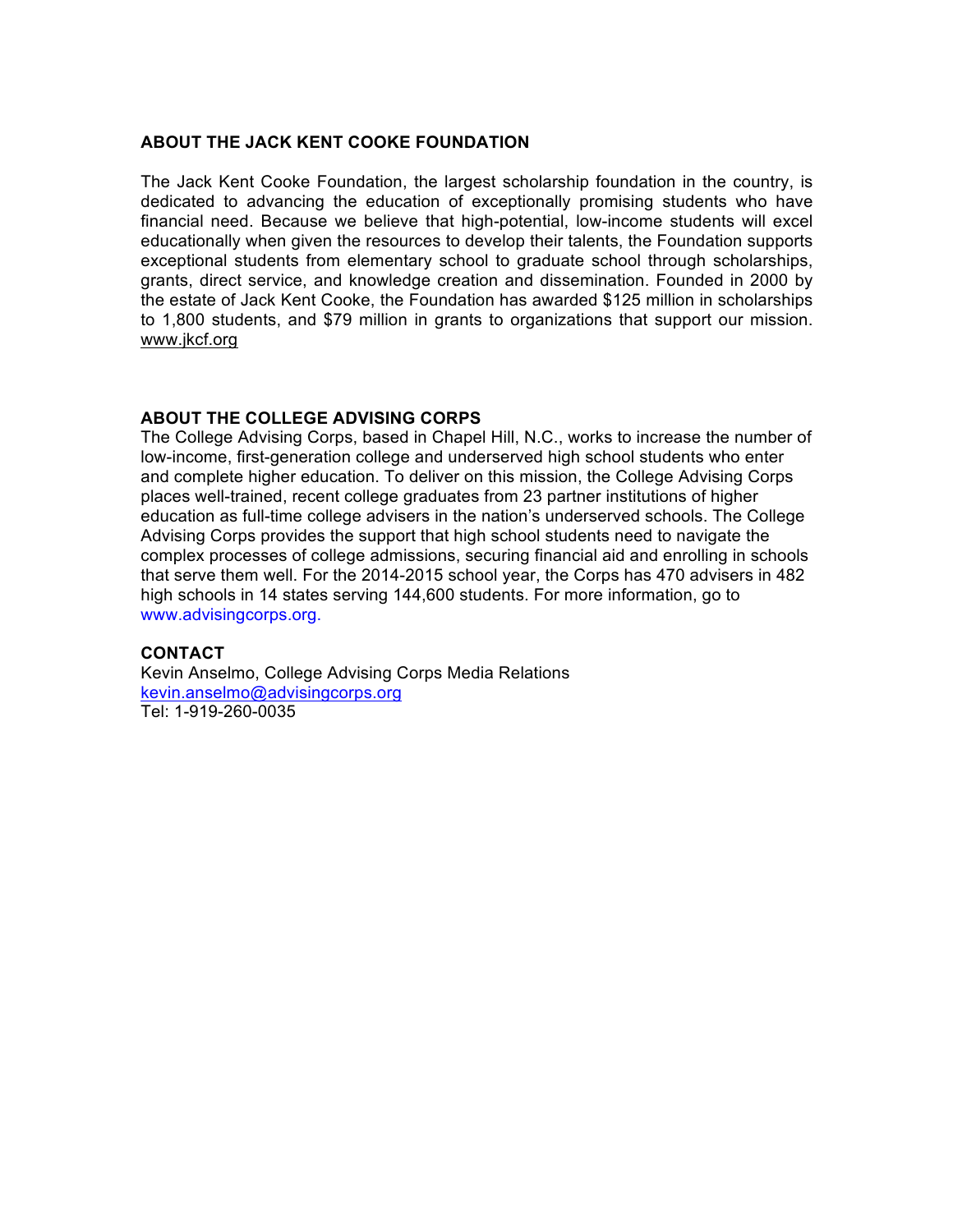**ABOUT THE JACK KENT COOKE FOUNDATION**

The Jack Kent Cooke Foundation, the largest scholarship foundation in the country, is dedicated to advancing the education of exceptionally promising students who have financial need. Because we believe that high-potential, low-income students will excel educationally when given the resources to develop their talents, the Foundation supports exceptional students from elementary school to graduate school through scholarships, grants, direct service, and knowledge creation and dissemination. Founded in 2000 by the estate of Jack Kent Cooke, the Foundation has awarded $125 million in scholarships to 1,800 students, and $79 million in grants to organizations that support our mission. www.jkcf.org

**ABOUT THE COLLEGE ADVISING CORPS**

The College Advising Corps, based in Chapel Hill, N.C., works to increase the number of low-income, first-generation college and underserved high school students who enter and complete higher education. To deliver on this mission, the College Advising Corps places well-trained, recent college graduates from 23 partner institutions of higher education as full-time college advisers in the nation's underserved schools. The College Advising Corps provides the support that high school students need to navigate the complex processes of college admissions, securing financial aid and enrolling in schools that serve them well. For the 2014-2015 school year, the Corps has 470 advisers in 482 high schools in 14 states serving 144,600 students. For more information, go to www.advisingcorps.org.

**CONTACT**

Kevin Anselmo, College Advising Corps Media Relations
kevin.anselmo@advisingcorps.org
Tel: 1-919-260-0035